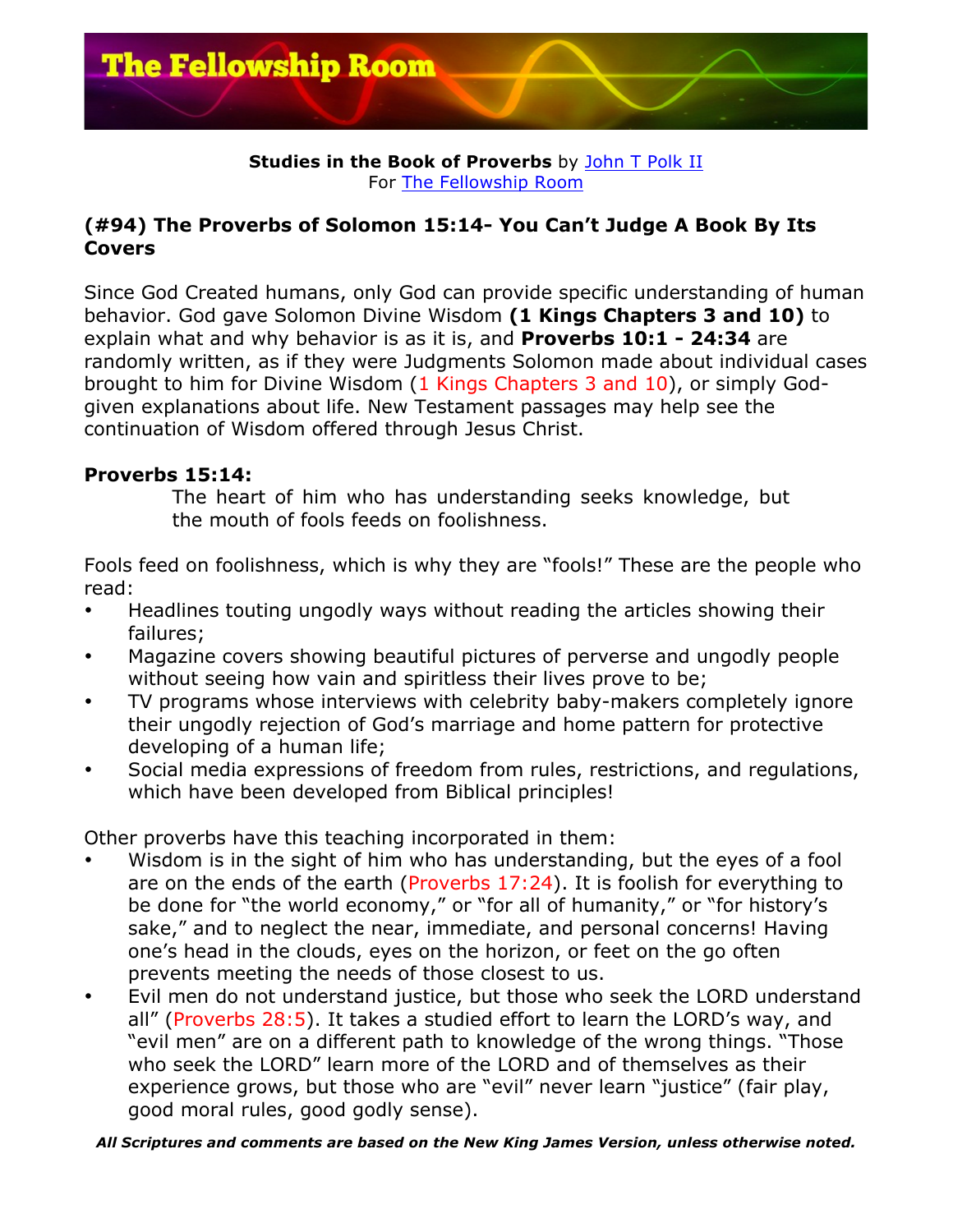**Studies in the Book of Proverbs** by John T Polk II
For The Fellowship Room

## (#94) The Proverbs of Solomon 15:14- You Can't Judge A Book By Its Covers

Since God Created humans, only God can provide specific understanding of human behavior. God gave Solomon Divine Wisdom **(1 Kings Chapters 3 and 10)** to explain what and why behavior is as it is, and **Proverbs 10:1 - 24:34** are randomly written, as if they were Judgments Solomon made about individual cases brought to him for Divine Wisdom (1 Kings Chapters 3 and 10), or simply God-given explanations about life. New Testament passages may help see the continuation of Wisdom offered through Jesus Christ.

**Proverbs 15:14:**

> The heart of him who has understanding seeks knowledge, but the mouth of fools feeds on foolishness.

Fools feed on foolishness, which is why they are "fools!" These are the people who read:

- Headlines touting ungodly ways without reading the articles showing their failures;
- Magazine covers showing beautiful pictures of perverse and ungodly people without seeing how vain and spiritless their lives prove to be;
- TV programs whose interviews with celebrity baby-makers completely ignore their ungodly rejection of God's marriage and home pattern for protective developing of a human life;
- Social media expressions of freedom from rules, restrictions, and regulations, which have been developed from Biblical principles!

Other proverbs have this teaching incorporated in them:

- Wisdom is in the sight of him who has understanding, but the eyes of a fool are on the ends of the earth (Proverbs 17:24). It is foolish for everything to be done for "the world economy," or "for all of humanity," or "for history's sake," and to neglect the near, immediate, and personal concerns! Having one's head in the clouds, eyes on the horizon, or feet on the go often prevents meeting the needs of those closest to us.
- Evil men do not understand justice, but those who seek the LORD understand all" (Proverbs 28:5). It takes a studied effort to learn the LORD's way, and "evil men" are on a different path to knowledge of the wrong things. "Those who seek the LORD" learn more of the LORD and of themselves as their experience grows, but those who are "evil" never learn "justice" (fair play, good moral rules, good godly sense).

***All Scriptures and comments are based on the New King James Version, unless otherwise noted.***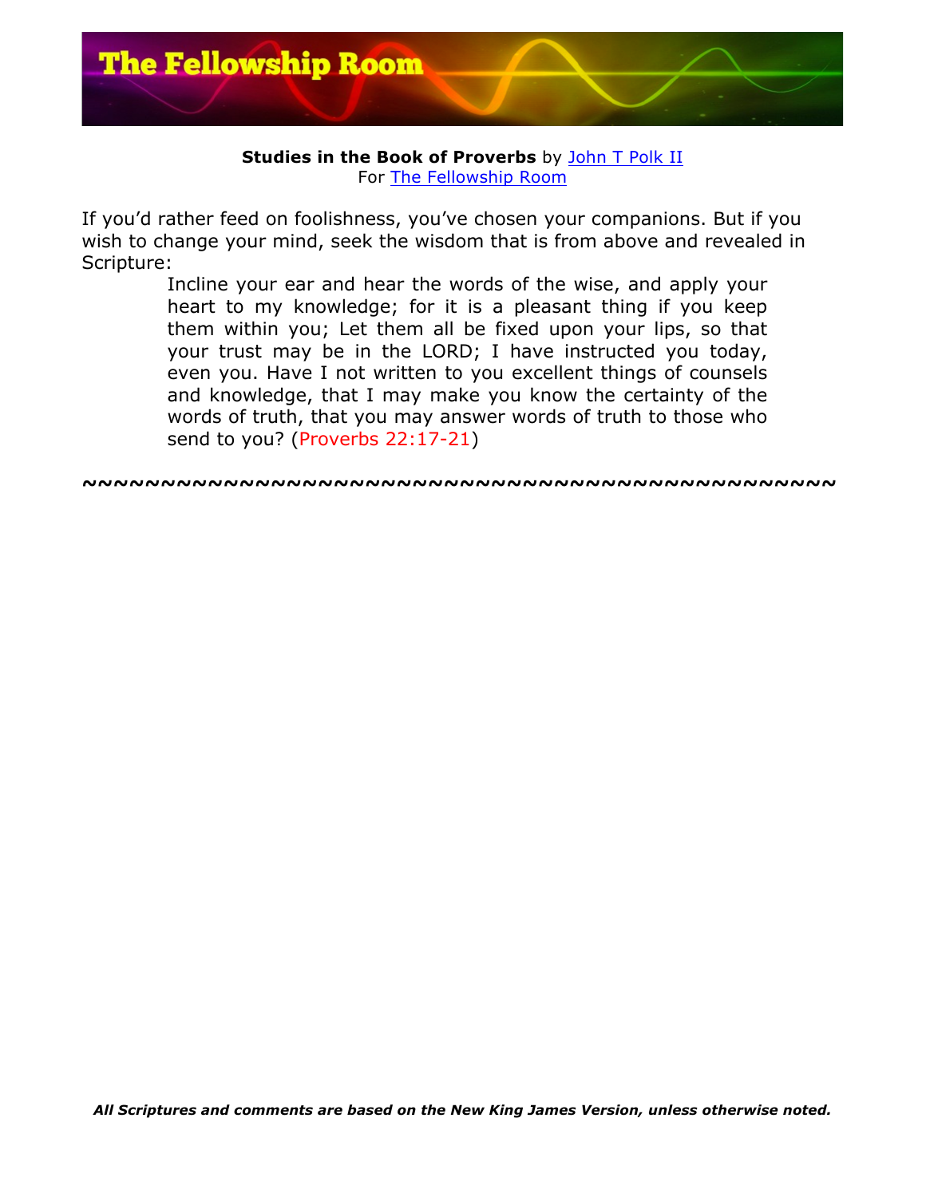**Studies in the Book of Proverbs** by John T Polk II
For The Fellowship Room

If you'd rather feed on foolishness, you've chosen your companions. But if you wish to change your mind, seek the wisdom that is from above and revealed in Scripture:

> Incline your ear and hear the words of the wise, and apply your heart to my knowledge; for it is a pleasant thing if you keep them within you; Let them all be fixed upon your lips, so that your trust may be in the LORD; I have instructed you today, even you. Have I not written to you excellent things of counsels and knowledge, that I may make you know the certainty of the words of truth, that you may answer words of truth to those who send to you? (Proverbs 22:17-21)

~~~~~~~~~~~~~~~~~~~~~~~~~~~~~~~~~~~~~~~~~~~~~~~~~~~

***All Scriptures and comments are based on the New King James Version, unless otherwise noted.***